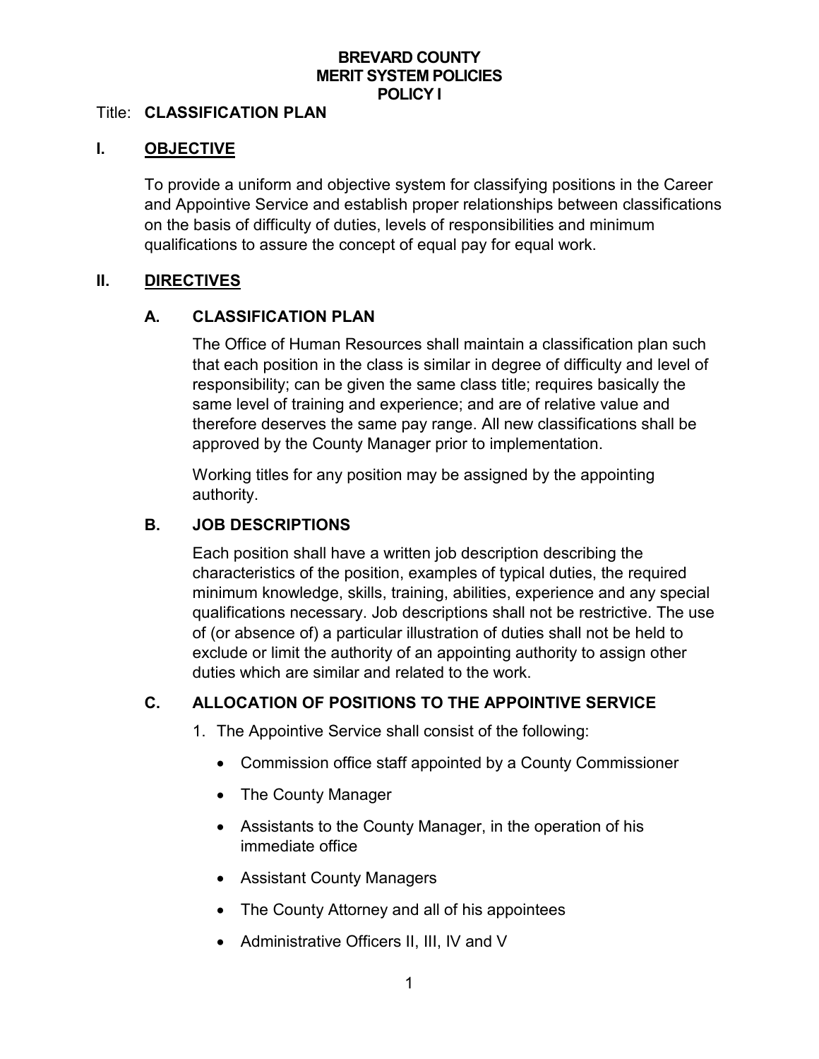**BREVARD COUNTY**
**MERIT SYSTEM POLICIES**
**POLICY I**

Title: **CLASSIFICATION PLAN**

## I. OBJECTIVE

To provide a uniform and objective system for classifying positions in the Career and Appointive Service and establish proper relationships between classifications on the basis of difficulty of duties, levels of responsibilities and minimum qualifications to assure the concept of equal pay for equal work.

## II. DIRECTIVES

### A. CLASSIFICATION PLAN

The Office of Human Resources shall maintain a classification plan such that each position in the class is similar in degree of difficulty and level of responsibility; can be given the same class title; requires basically the same level of training and experience; and are of relative value and therefore deserves the same pay range. All new classifications shall be approved by the County Manager prior to implementation.

Working titles for any position may be assigned by the appointing authority.

### B. JOB DESCRIPTIONS

Each position shall have a written job description describing the characteristics of the position, examples of typical duties, the required minimum knowledge, skills, training, abilities, experience and any special qualifications necessary. Job descriptions shall not be restrictive. The use of (or absence of) a particular illustration of duties shall not be held to exclude or limit the authority of an appointing authority to assign other duties which are similar and related to the work.

### C. ALLOCATION OF POSITIONS TO THE APPOINTIVE SERVICE

1. The Appointive Service shall consist of the following:

   - Commission office staff appointed by a County Commissioner
   - The County Manager
   - Assistants to the County Manager, in the operation of his immediate office
   - Assistant County Managers
   - The County Attorney and all of his appointees
   - Administrative Officers II, III, IV and V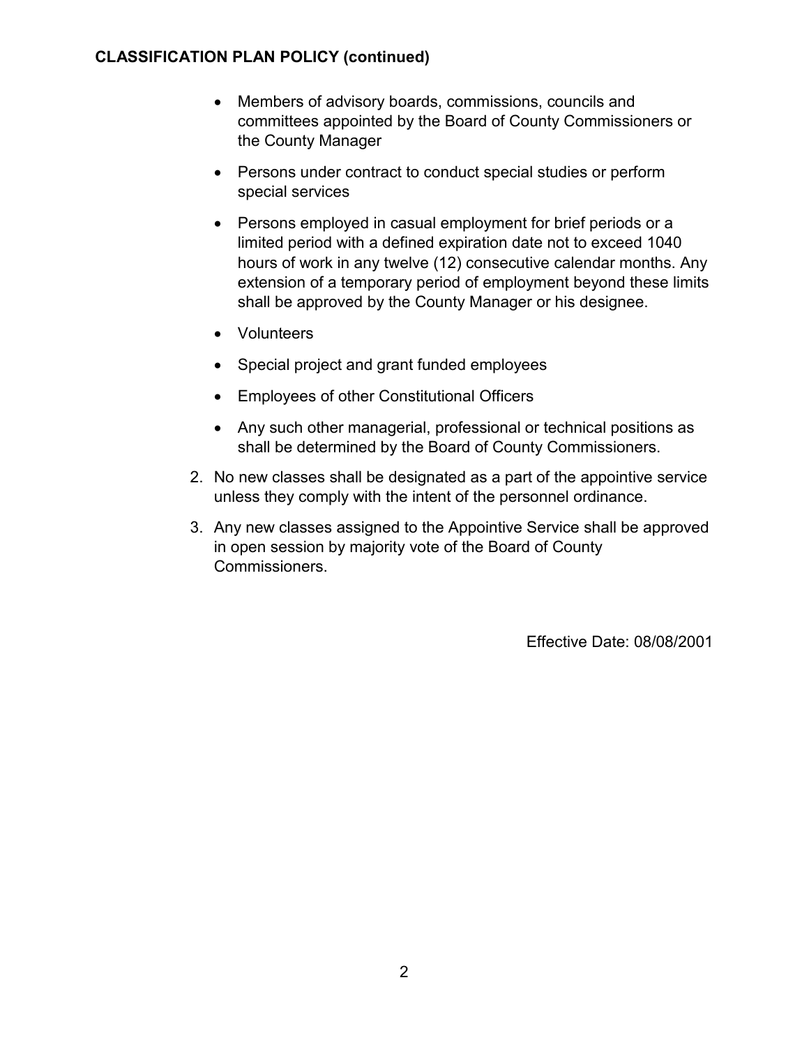## CLASSIFICATION PLAN POLICY (continued)

- Members of advisory boards, commissions, councils and committees appointed by the Board of County Commissioners or the County Manager
- Persons under contract to conduct special studies or perform special services
- Persons employed in casual employment for brief periods or a limited period with a defined expiration date not to exceed 1040 hours of work in any twelve (12) consecutive calendar months. Any extension of a temporary period of employment beyond these limits shall be approved by the County Manager or his designee.
- Volunteers
- Special project and grant funded employees
- Employees of other Constitutional Officers
- Any such other managerial, professional or technical positions as shall be determined by the Board of County Commissioners.

2. No new classes shall be designated as a part of the appointive service unless they comply with the intent of the personnel ordinance.
3. Any new classes assigned to the Appointive Service shall be approved in open session by majority vote of the Board of County Commissioners.

Effective Date: 08/08/2001